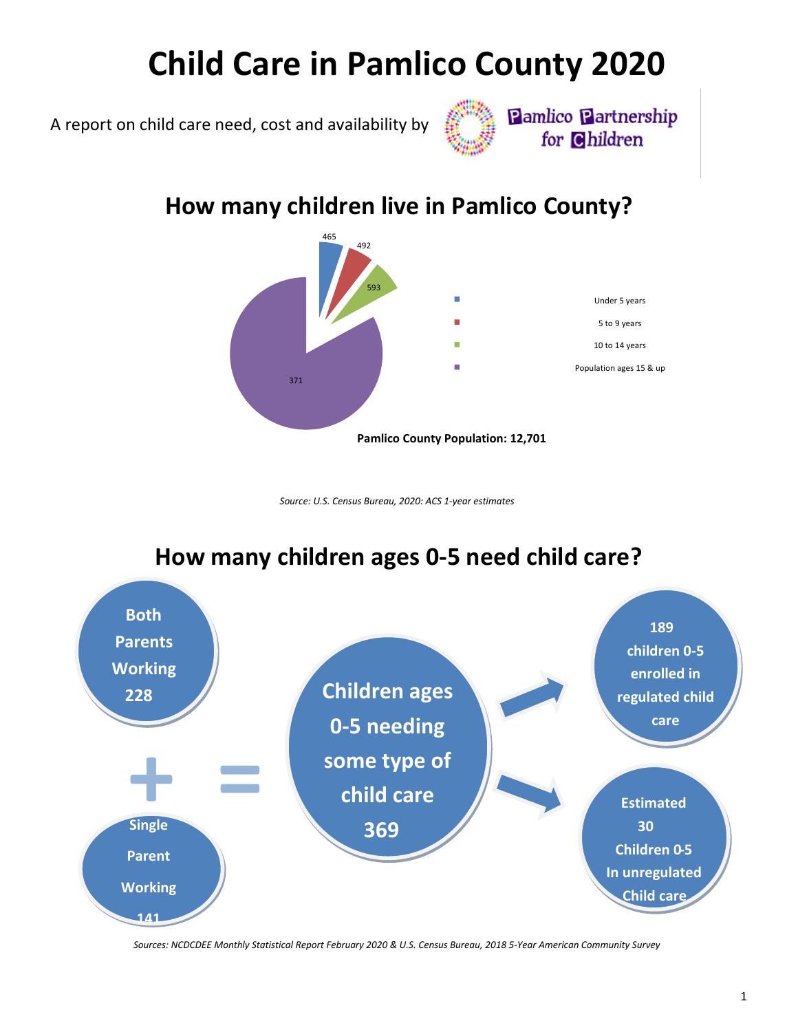# Child Care in Pamlico County 2020

A report on child care need, cost and availability by Pamlico Partnership for Children

## How many children live in Pamlico County?

| Age group | Count |
|---|---|
| Under 5 years | 465 |
| 5 to 9 years | 492 |
| 10 to 14 years | 593 |
| Population ages 15 & up | 371 |

**Pamlico County Population: 12,701**

*Source: U.S. Census Bureau, 2020: ACS 1-year estimates*

## How many children ages 0-5 need child care?

**Both Parents Working 228** + **Single Parent Working 141** = **Children ages 0-5 needing some type of child care 369**

- **189 children 0-5 enrolled in regulated child care**
- **Estimated 30 Children 0-5 In unregulated Child care**

*Sources: NCDCDEE Monthly Statistical Report February 2020 & U.S. Census Bureau, 2018 5-Year American Community Survey*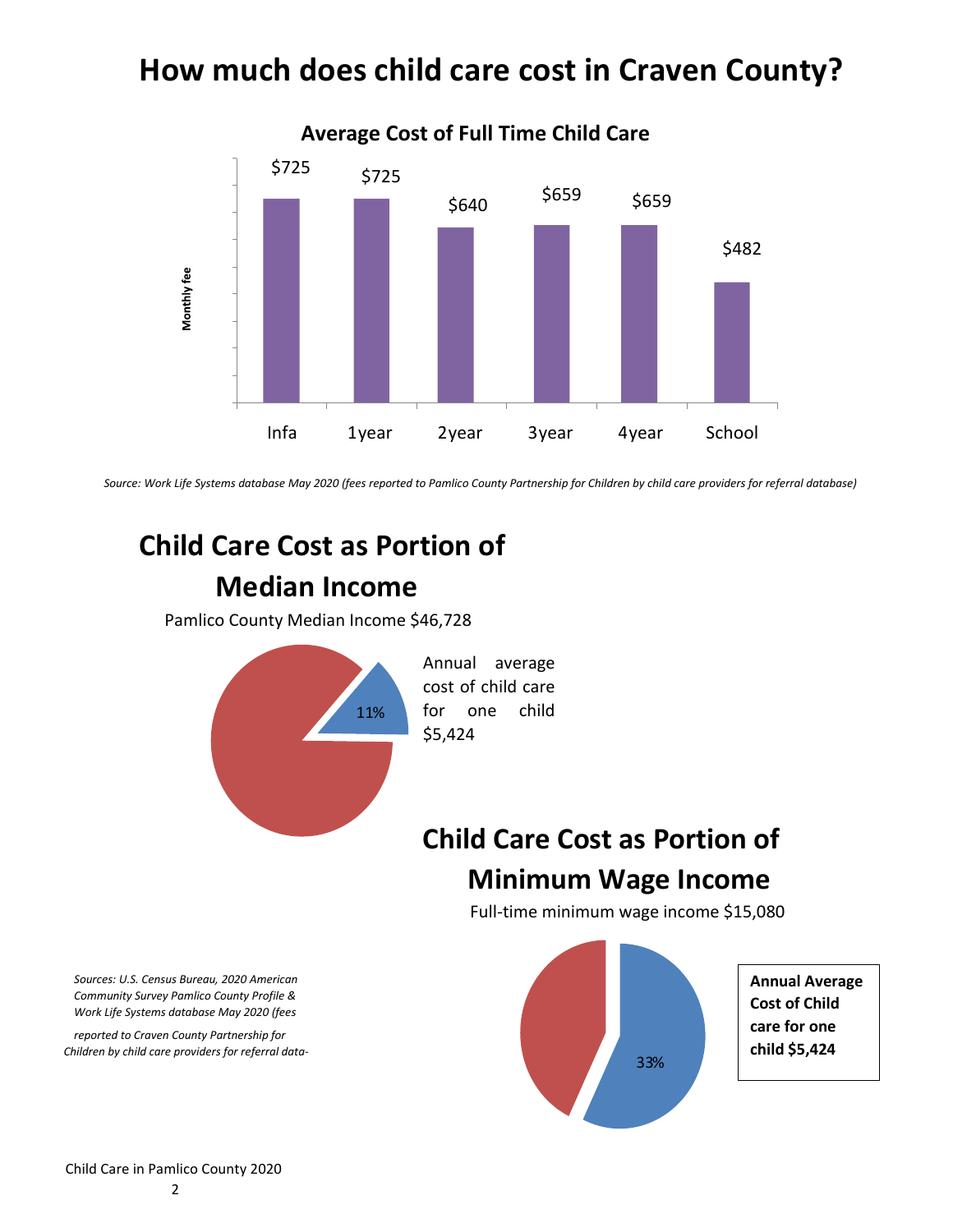# How much does child care cost in Craven County?

**Average Cost of Full Time Child Care**

| | Infa | 1year | 2year | 3year | 4year | School |
|---|---|---|---|---|---|---|
| Monthly fee | $725 | $725 | $640 | $659 | $659 | $482 |

*Source: Work Life Systems database May 2020 (fees reported to Pamlico County Partnership for Children by child care providers for referral database)*

## Child Care Cost as Portion of Median Income

Pamlico County Median Income $46,728

11%

Annual average cost of child care for one child $5,424

## Child Care Cost as Portion of Minimum Wage Income

Full-time minimum wage income $15,080

33%

**Annual Average Cost of Child care for one child $5,424**

*Sources: U.S. Census Bureau, 2020 American Community Survey Pamlico County Profile & Work Life Systems database May 2020 (fees reported to Craven County Partnership for Children by child care providers for referral data-*

Child Care in Pamlico County 2020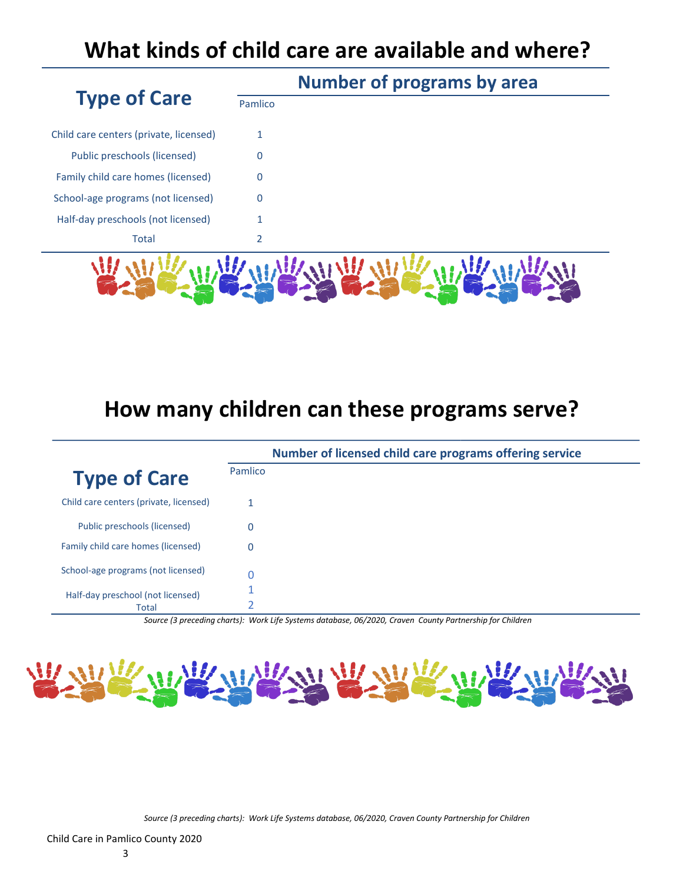# What kinds of child care are available and where?

## Number of programs by area

| Type of Care | Pamlico |
|---|---|
| Child care centers (private, licensed) | 1 |
| Public preschools (licensed) | 0 |
| Family child care homes (licensed) | 0 |
| School-age programs (not licensed) | 0 |
| Half-day preschools (not licensed) | 1 |
| Total | 2 |

# How many children can these programs serve?

## Number of licensed child care programs offering service

| Type of Care | Pamlico |
|---|---|
| Child care centers (private, licensed) | 1 |
| Public preschools (licensed) | 0 |
| Family child care homes (licensed) | 0 |
| School-age programs (not licensed) | 0 |
| Half-day preschool (not licensed) | 1 |
| Total | 2 |

*Source (3 preceding charts): Work Life Systems database, 06/2020, Craven County Partnership for Children*

*Source (3 preceding charts): Work Life Systems database, 06/2020, Craven County Partnership for Children*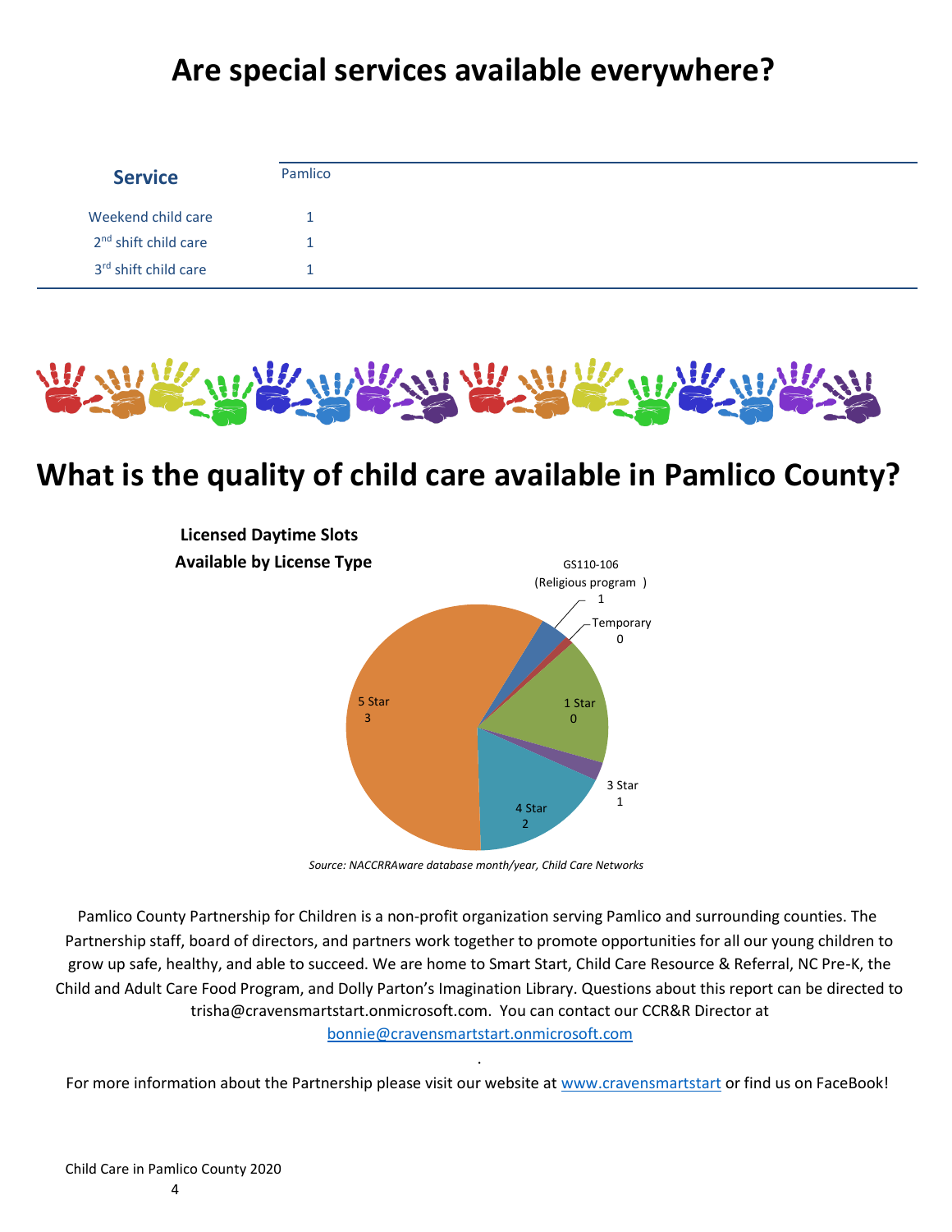# Are special services available everywhere?

| Service | Pamlico |
|---|---|
| Weekend child care | 1 |
| 2nd shift child care | 1 |
| 3rd shift child care | 1 |

# What is the quality of child care available in Pamlico County?

**Licensed Daytime Slots**
**Available by License Type**

GS110-106 (Religious program ) 1
Temporary 0
1 Star 0
3 Star 1
4 Star 2
5 Star 3

*Source: NACCRRAware database month/year, Child Care Networks*

Pamlico County Partnership for Children is a non-profit organization serving Pamlico and surrounding counties. The Partnership staff, board of directors, and partners work together to promote opportunities for all our young children to grow up safe, healthy, and able to succeed. We are home to Smart Start, Child Care Resource & Referral, NC Pre-K, the Child and Adult Care Food Program, and Dolly Parton's Imagination Library. Questions about this report can be directed to trisha@cravensmartstart.onmicrosoft.com. You can contact our CCR&R Director at bonnie@cravensmartstart.onmicrosoft.com

.

For more information about the Partnership please visit our website at www.cravensmartstart or find us on FaceBook!

Child Care in Pamlico County 2020